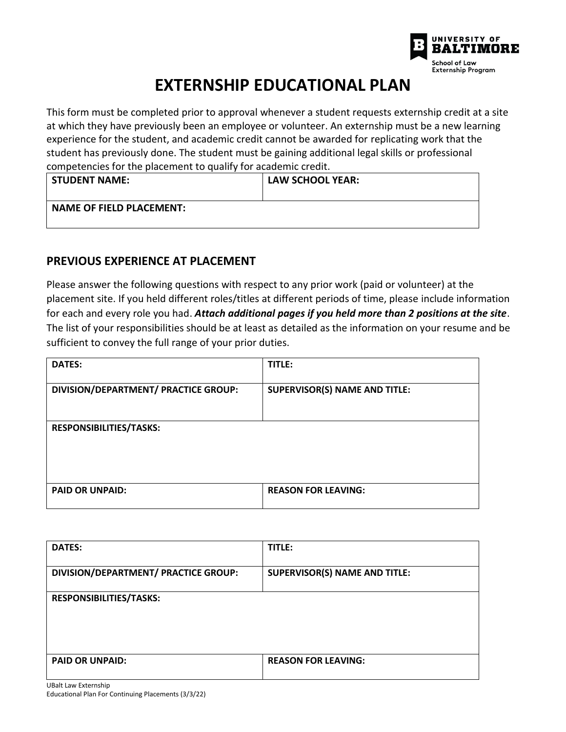University of Baltimore
School of Law
Externship Program

# EXTERNSHIP EDUCATIONAL PLAN

This form must be completed prior to approval whenever a student requests externship credit at a site at which they have previously been an employee or volunteer. An externship must be a new learning experience for the student, and academic credit cannot be awarded for replicating work that the student has previously done. The student must be gaining additional legal skills or professional competencies for the placement to qualify for academic credit.

| **STUDENT NAME:** | **LAW SCHOOL YEAR:** |
|---|---|
| **NAME OF FIELD PLACEMENT:** | |

## PREVIOUS EXPERIENCE AT PLACEMENT

Please answer the following questions with respect to any prior work (paid or volunteer) at the placement site. If you held different roles/titles at different periods of time, please include information for each and every role you had. ***Attach additional pages if you held more than 2 positions at the site***. The list of your responsibilities should be at least as detailed as the information on your resume and be sufficient to convey the full range of your prior duties.

| **DATES:** | **TITLE:** |
|---|---|
| **DIVISION/DEPARTMENT/ PRACTICE GROUP:** | **SUPERVISOR(S) NAME AND TITLE:** |
| **RESPONSIBILITIES/TASKS:** | |
| **PAID OR UNPAID:** | **REASON FOR LEAVING:** |

| **DATES:** | **TITLE:** |
|---|---|
| **DIVISION/DEPARTMENT/ PRACTICE GROUP:** | **SUPERVISOR(S) NAME AND TITLE:** |
| **RESPONSIBILITIES/TASKS:** | |
| **PAID OR UNPAID:** | **REASON FOR LEAVING:** |

UBalt Law Externship
Educational Plan For Continuing Placements (3/3/22)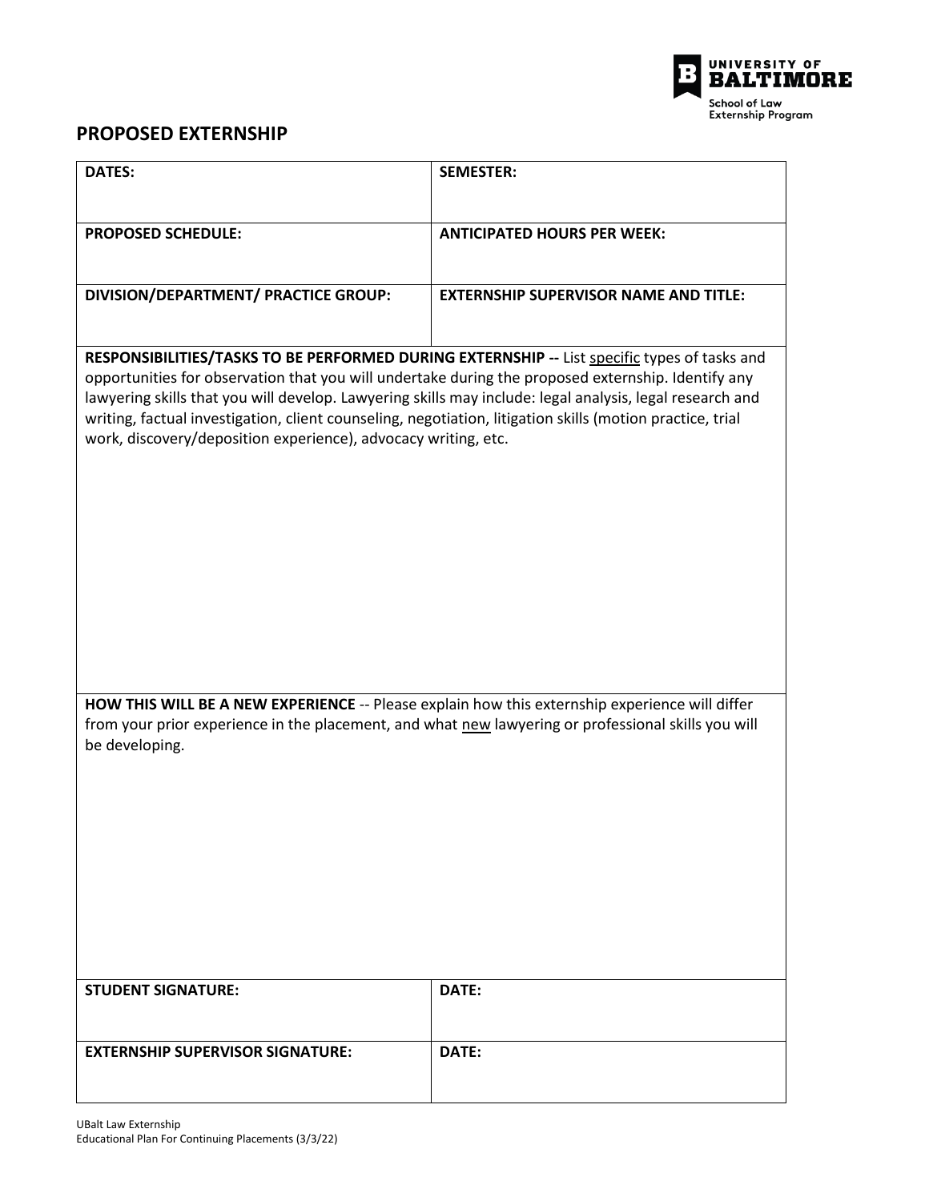UNIVERSITY OF BALTIMORE
School of Law
Externship Program

## PROPOSED EXTERNSHIP

| **DATES:** | **SEMESTER:** |
|---|---|
| **PROPOSED SCHEDULE:** | **ANTICIPATED HOURS PER WEEK:** |
| **DIVISION/DEPARTMENT/ PRACTICE GROUP:** | **EXTERNSHIP SUPERVISOR NAME AND TITLE:** |

**RESPONSIBILITIES/TASKS TO BE PERFORMED DURING EXTERNSHIP --** List specific types of tasks and opportunities for observation that you will undertake during the proposed externship. Identify any lawyering skills that you will develop. Lawyering skills may include: legal analysis, legal research and writing, factual investigation, client counseling, negotiation, litigation skills (motion practice, trial work, discovery/deposition experience), advocacy writing, etc.

**HOW THIS WILL BE A NEW EXPERIENCE** -- Please explain how this externship experience will differ from your prior experience in the placement, and what new lawyering or professional skills you will be developing.

| **STUDENT SIGNATURE:** | **DATE:** |
|---|---|
| **EXTERNSHIP SUPERVISOR SIGNATURE:** | **DATE:** |

UBalt Law Externship
Educational Plan For Continuing Placements (3/3/22)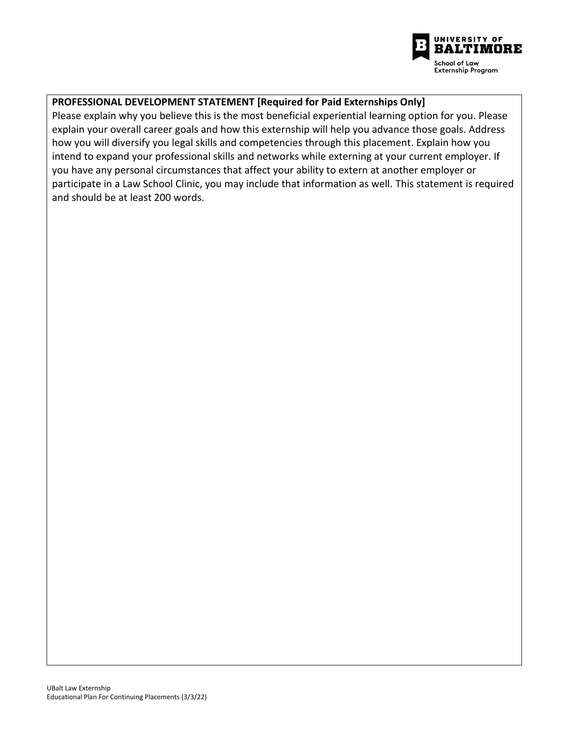**PROFESSIONAL DEVELOPMENT STATEMENT [Required for Paid Externships Only]**

Please explain why you believe this is the most beneficial experiential learning option for you. Please explain your overall career goals and how this externship will help you advance those goals. Address how you will diversify you legal skills and competencies through this placement. Explain how you intend to expand your professional skills and networks while externing at your current employer. If you have any personal circumstances that affect your ability to extern at another employer or participate in a Law School Clinic, you may include that information as well. This statement is required and should be at least 200 words.